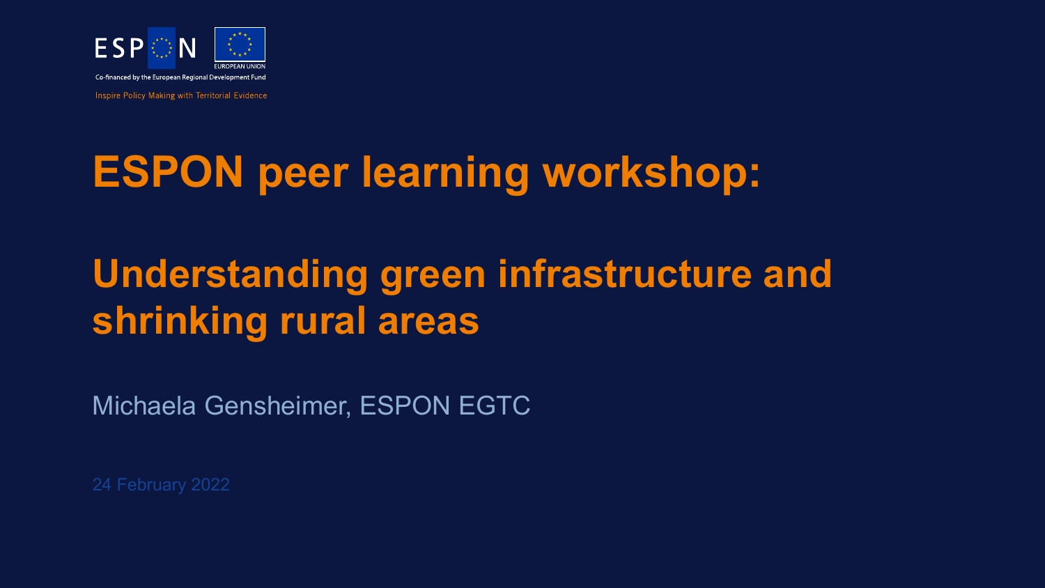ESPON

EUROPEAN UNION

Co-financed by the European Regional Development Fund

Inspire Policy Making with Territorial Evidence

# ESPON peer learning workshop:

# Understanding green infrastructure and shrinking rural areas

Michaela Gensheimer, ESPON EGTC

24 February 2022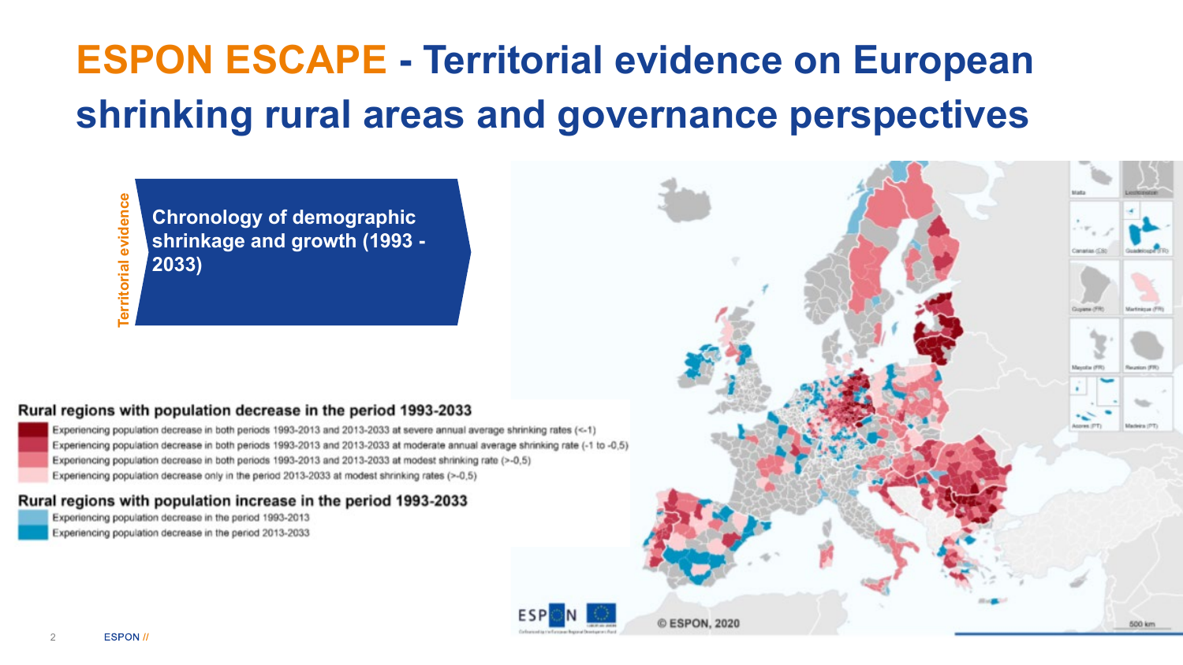# ESPON ESCAPE - Territorial evidence on European shrinking rural areas and governance perspectives

Territorial evidence

**Chronology of demographic shrinkage and growth (1993 - 2033)**

**Rural regions with population decrease in the period 1993-2033**

- Experiencing population decrease in both periods 1993-2013 and 2013-2033 at severe annual average shrinking rates (<-1)
- Experiencing population decrease in both periods 1993-2013 and 2013-2033 at moderate annual average shrinking rate (-1 to -0,5)
- Experiencing population decrease in both periods 1993-2013 and 2013-2033 at modest shrinking rate (>-0,5)
- Experiencing population decrease only in the period 2013-2033 at modest shrinking rates (>-0,5)

**Rural regions with population increase in the period 1993-2033**

- Experiencing population decrease in the period 1993-2013
- Experiencing population decrease in the period 2013-2033

© ESPON, 2020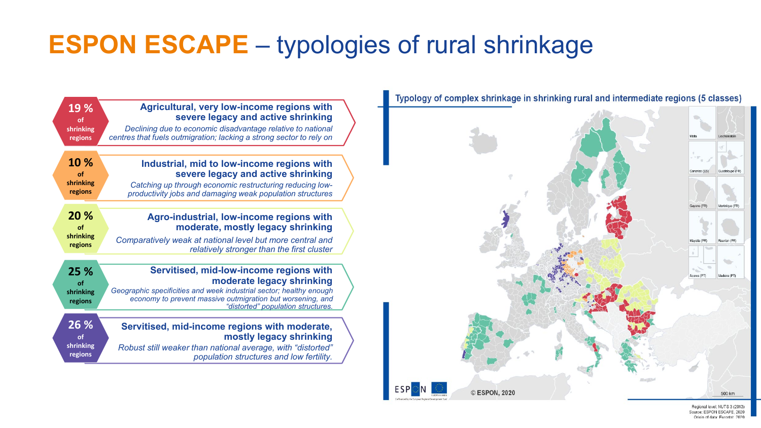# ESPON ESCAPE – typologies of rural shrinkage

**19 %** of shrinking regions

**Agricultural, very low-income regions with severe legacy and active shrinking**

*Declining due to economic disadvantage relative to national centres that fuels outmigration; lacking a strong sector to rely on*

**10 %** of shrinking regions

**Industrial, mid to low-income regions with severe legacy and active shrinking**

*Catching up through economic restructuring reducing low-productivity jobs and damaging weak population structures*

**20 %** of shrinking regions

**Agro-industrial, low-income regions with moderate, mostly legacy shrinking**

*Comparatively weak at national level but more central and relatively stronger than the first cluster*

**25 %** of shrinking regions

**Servitised, mid-low-income regions with moderate legacy shrinking**

*Geographic specificities and week industrial sector; healthy enough economy to prevent massive outmigration but worsening, and "distorted" population structures.*

**26 %** of shrinking regions

**Servitised, mid-income regions with moderate, mostly legacy shrinking**

*Robust still weaker than national average, with "distorted" population structures and low fertility.*

**Typology of complex shrinkage in shrinking rural and intermediate regions (5 classes)**

© ESPON, 2020

Regional level: NUTS 3 (2013)
Source: ESPON ESCAPE, 2020
Origin of data: Eurostat, 2020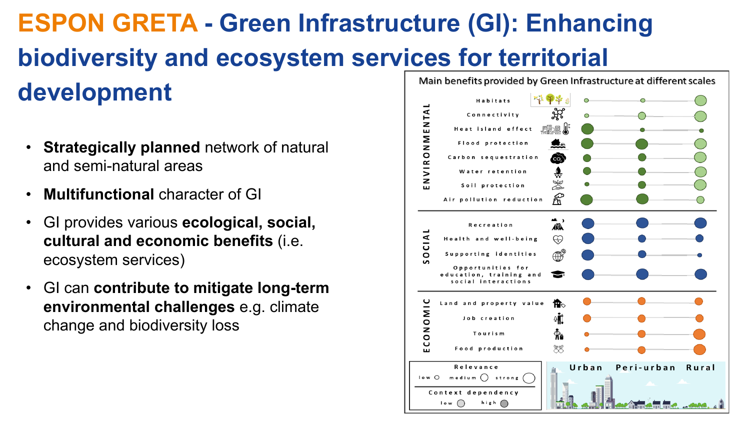# ESPON GRETA - Green Infrastructure (GI): Enhancing biodiversity and ecosystem services for territorial development

- **Strategically planned** network of natural and semi-natural areas
- **Multifunctional** character of GI
- GI provides various **ecological, social, cultural and economic benefits** (i.e. ecosystem services)
- GI can **contribute to mitigate long-term environmental challenges** e.g. climate change and biodiversity loss

**Main benefits provided by Green Infrastructure at different scales**

| Category | Benefit | Urban | Peri-urban | Rural |
|---|---|---|---|---|
| ENVIRONMENTAL | Habitats | low | low | strong |
| | Connectivity | low | medium | strong |
| | Heat island effect | strong | low | low |
| | Flood protection | strong | strong | strong |
| | Carbon sequestration | medium | medium | strong |
| | Water retention | medium | medium | strong |
| | Soil protection | low | medium | strong |
| | Air pollution reduction | strong | strong | medium |
| SOCIAL | Recreation | strong | strong | strong |
| | Health and well-being | strong | medium | medium |
| | Supporting identities | strong | medium | low |
| | Opportunities for education, training and social interactions | strong | strong | strong |
| ECONOMIC | Land and property value | medium | medium | medium |
| | Job creation | medium | medium | medium |
| | Tourism | low | medium | strong |
| | Food production | low | medium | strong |

Relevance: low, medium, strong

Context dependency: low, high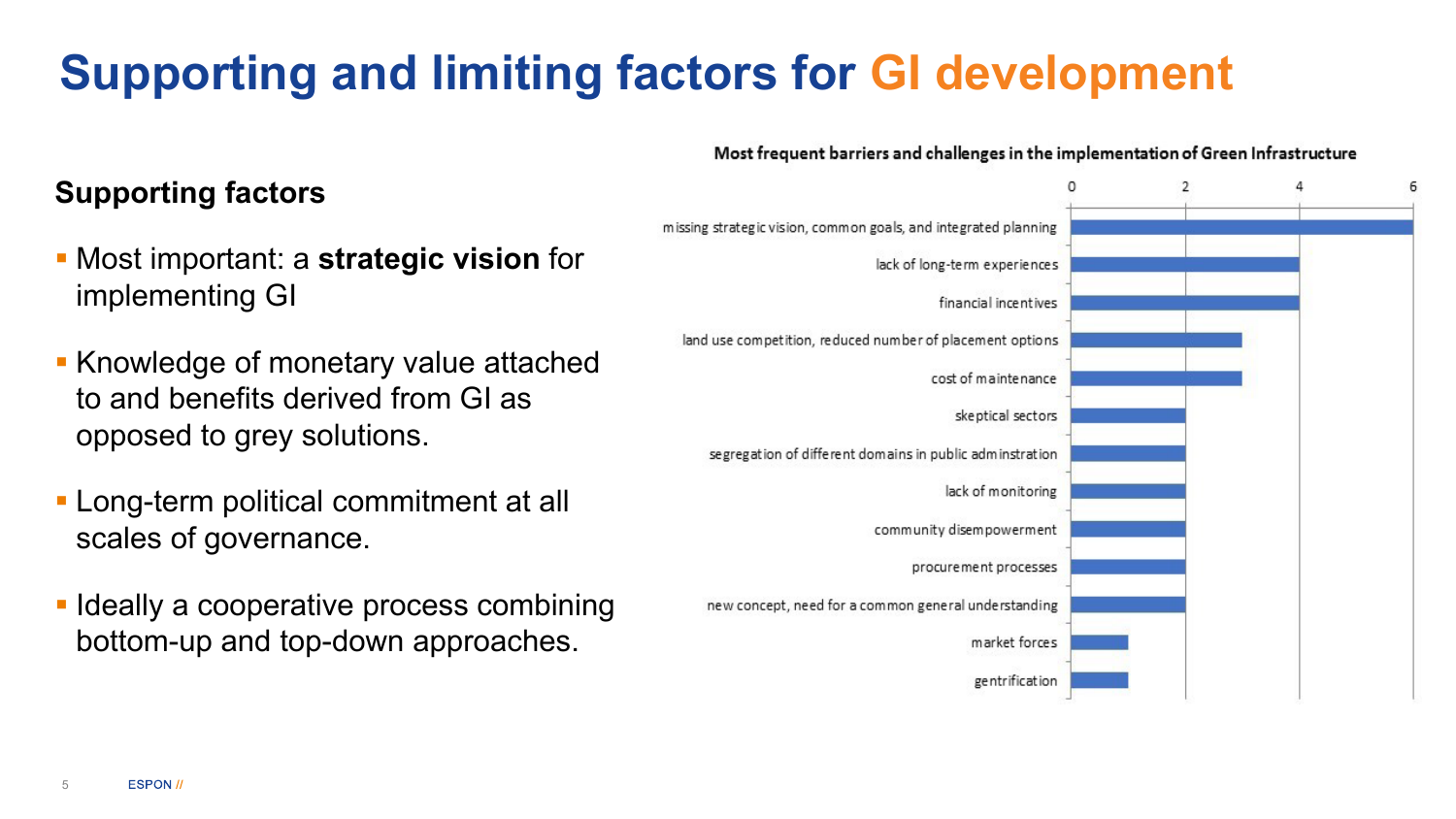# Supporting and limiting factors for GI development

## Supporting factors

- Most important: a **strategic vision** for implementing GI
- Knowledge of monetary value attached to and benefits derived from GI as opposed to grey solutions.
- Long-term political commitment at all scales of governance.
- Ideally a cooperative process combining bottom-up and top-down approaches.

**Most frequent barriers and challenges in the implementation of Green Infrastructure**

| Barrier / challenge | Frequency |
|---|---|
| missing strategic vision, common goals, and integrated planning | 6 |
| lack of long-term experiences | 4 |
| financial incentives | 4 |
| land use competition, reduced number of placement options | 3 |
| cost of maintenance | 3 |
| skeptical sectors | 2 |
| segregation of different domains in public administration | 2 |
| lack of monitoring | 2 |
| community disempowerment | 2 |
| procurement processes | 2 |
| new concept, need for a common general understanding | 2 |
| market forces | 1 |
| gentrification | 1 |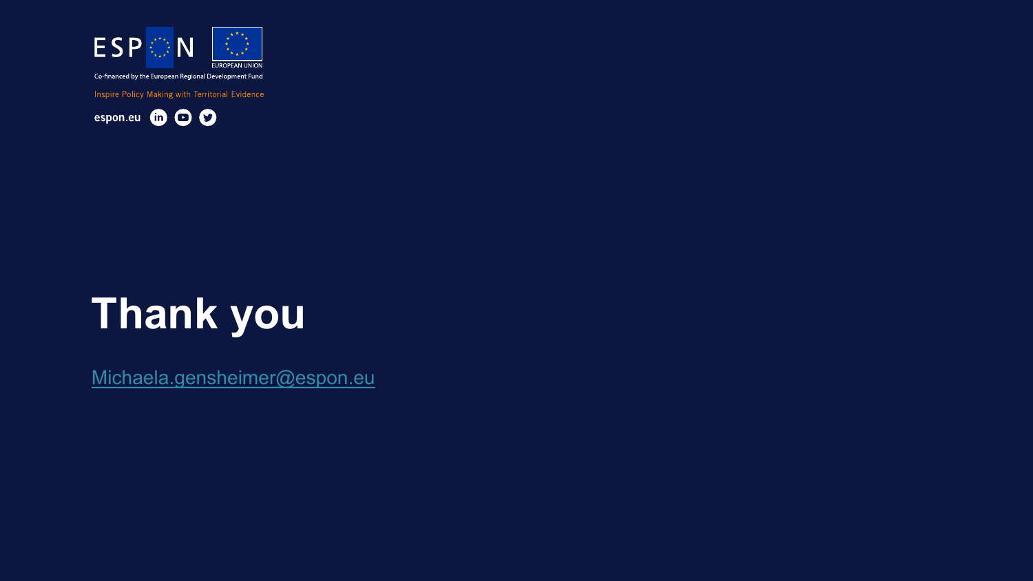ESPON

EUROPEAN UNION

Co-financed by the European Regional Development Fund

Inspire Policy Making with Territorial Evidence

espon.eu

# Thank you

Michaela.gensheimer@espon.eu